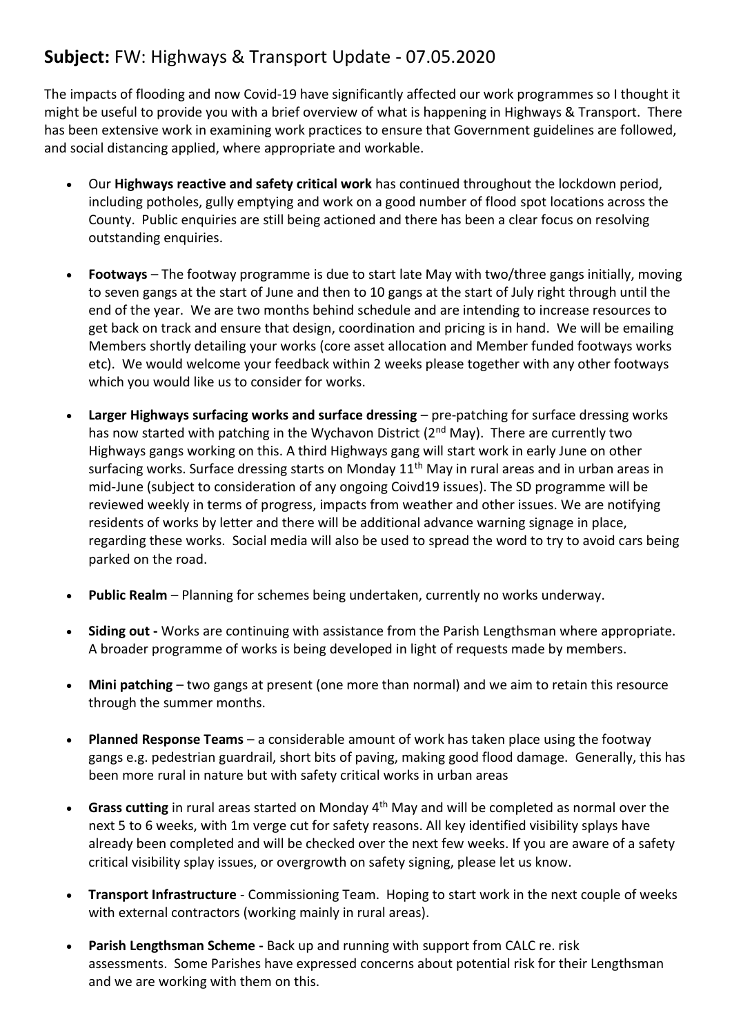## **Subject:** FW: Highways & Transport Update - 07.05.2020

The impacts of flooding and now Covid-19 have significantly affected our work programmes so I thought it might be useful to provide you with a brief overview of what is happening in Highways & Transport. There has been extensive work in examining work practices to ensure that Government guidelines are followed, and social distancing applied, where appropriate and workable.

- Our **Highways reactive and safety critical work** has continued throughout the lockdown period, including potholes, gully emptying and work on a good number of flood spot locations across the County. Public enquiries are still being actioned and there has been a clear focus on resolving outstanding enquiries.
- **Footways** – The footway programme is due to start late May with two/three gangs initially, moving to seven gangs at the start of June and then to 10 gangs at the start of July right through until the end of the year. We are two months behind schedule and are intending to increase resources to get back on track and ensure that design, coordination and pricing is in hand. We will be emailing Members shortly detailing your works (core asset allocation and Member funded footways works etc). We would welcome your feedback within 2 weeks please together with any other footways which you would like us to consider for works.
- **Larger Highways surfacing works and surface dressing** – pre-patching for surface dressing works has now started with patching in the Wychavon District (2nd May). There are currently two Highways gangs working on this. A third Highways gang will start work in early June on other surfacing works. Surface dressing starts on Monday 11th May in rural areas and in urban areas in mid-June (subject to consideration of any ongoing Coivd19 issues). The SD programme will be reviewed weekly in terms of progress, impacts from weather and other issues. We are notifying residents of works by letter and there will be additional advance warning signage in place, regarding these works. Social media will also be used to spread the word to try to avoid cars being parked on the road.
- **Public Realm** – Planning for schemes being undertaken, currently no works underway.
- **Siding out -** Works are continuing with assistance from the Parish Lengthsman where appropriate. A broader programme of works is being developed in light of requests made by members.
- **Mini patching** – two gangs at present (one more than normal) and we aim to retain this resource through the summer months.
- **Planned Response Teams** – a considerable amount of work has taken place using the footway gangs e.g. pedestrian guardrail, short bits of paving, making good flood damage. Generally, this has been more rural in nature but with safety critical works in urban areas
- **Grass cutting** in rural areas started on Monday 4th May and will be completed as normal over the next 5 to 6 weeks, with 1m verge cut for safety reasons. All key identified visibility splays have already been completed and will be checked over the next few weeks. If you are aware of a safety critical visibility splay issues, or overgrowth on safety signing, please let us know.
- **Transport Infrastructure** - Commissioning Team. Hoping to start work in the next couple of weeks with external contractors (working mainly in rural areas).
- **Parish Lengthsman Scheme -** Back up and running with support from CALC re. risk assessments. Some Parishes have expressed concerns about potential risk for their Lengthsman and we are working with them on this.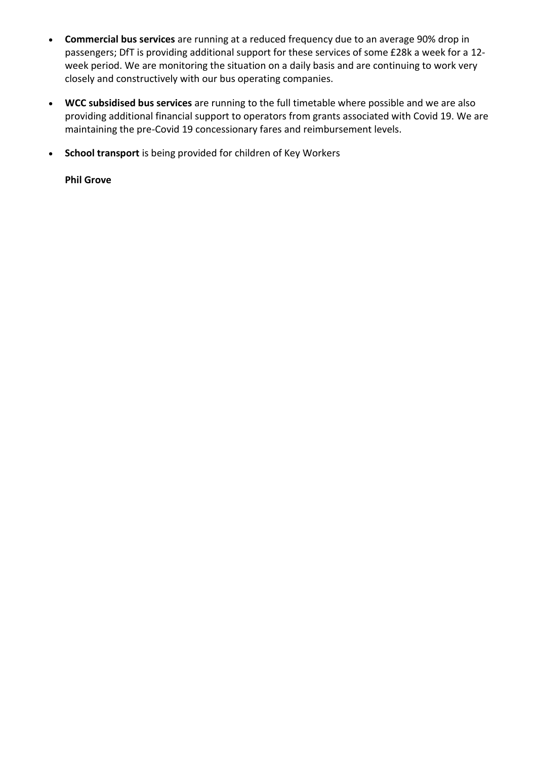- **Commercial bus services** are running at a reduced frequency due to an average 90% drop in passengers; DfT is providing additional support for these services of some £28k a week for a 12-week period. We are monitoring the situation on a daily basis and are continuing to work very closely and constructively with our bus operating companies.
- **WCC subsidised bus services** are running to the full timetable where possible and we are also providing additional financial support to operators from grants associated with Covid 19. We are maintaining the pre-Covid 19 concessionary fares and reimbursement levels.
- **School transport** is being provided for children of Key Workers

**Phil Grove**